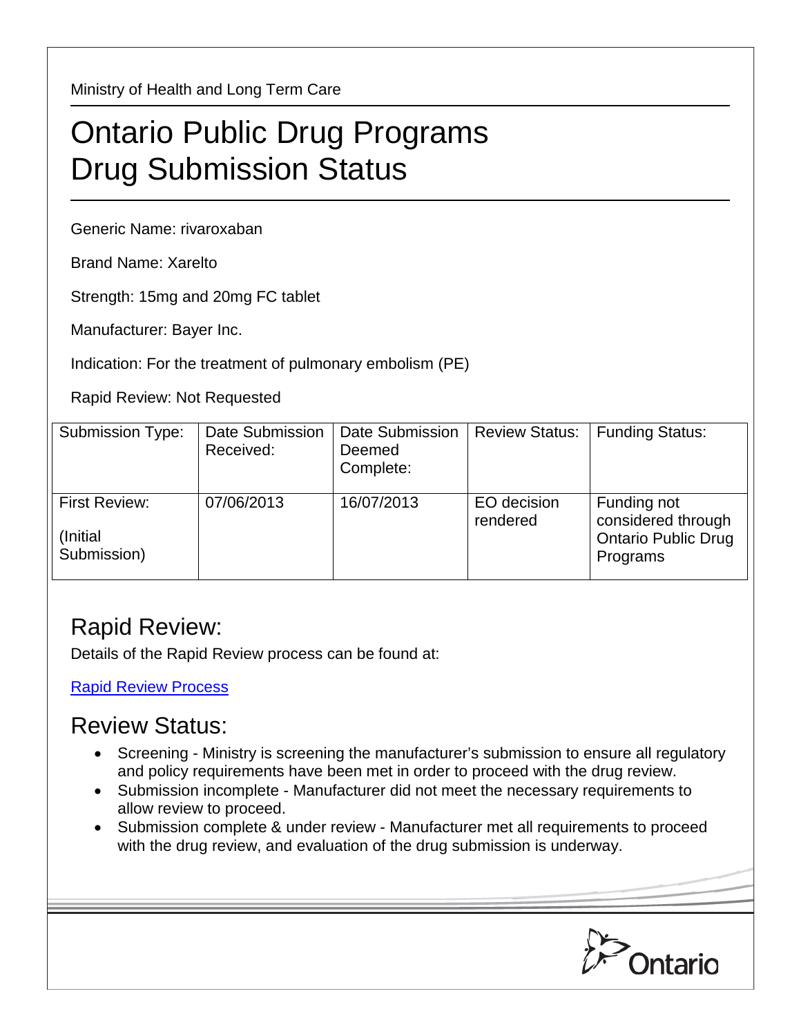Ministry of Health and Long Term Care

# Ontario Public Drug Programs Drug Submission Status

Generic Name: rivaroxaban

Brand Name: Xarelto

Strength: 15mg and 20mg FC tablet

Manufacturer: Bayer Inc.

Indication: For the treatment of pulmonary embolism (PE)

Rapid Review: Not Requested

| Submission Type: | Date Submission Received: | Date Submission Deemed Complete: | Review Status: | Funding Status: |
|---|---|---|---|---|
| First Review: (Initial Submission) | 07/06/2013 | 16/07/2013 | EO decision rendered | Funding not considered through Ontario Public Drug Programs |

## Rapid Review:

Details of the Rapid Review process can be found at:

[Rapid Review Process]

## Review Status:

- Screening - Ministry is screening the manufacturer's submission to ensure all regulatory and policy requirements have been met in order to proceed with the drug review.
- Submission incomplete - Manufacturer did not meet the necessary requirements to allow review to proceed.
- Submission complete & under review - Manufacturer met all requirements to proceed with the drug review, and evaluation of the drug submission is underway.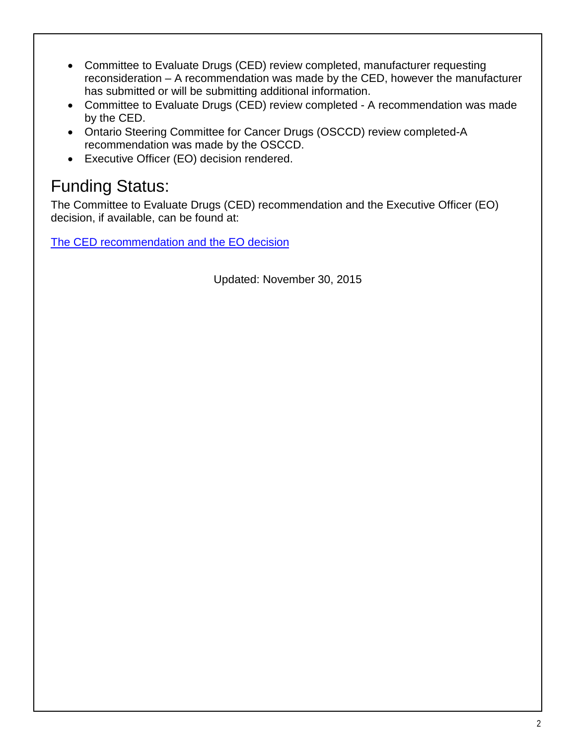- Committee to Evaluate Drugs (CED) review completed, manufacturer requesting reconsideration – A recommendation was made by the CED, however the manufacturer has submitted or will be submitting additional information.
- Committee to Evaluate Drugs (CED) review completed - A recommendation was made by the CED.
- Ontario Steering Committee for Cancer Drugs (OSCCD) review completed-A recommendation was made by the OSCCD.
- Executive Officer (EO) decision rendered.

## Funding Status:

The Committee to Evaluate Drugs (CED) recommendation and the Executive Officer (EO) decision, if available, can be found at:

The CED recommendation and the EO decision

Updated: November 30, 2015